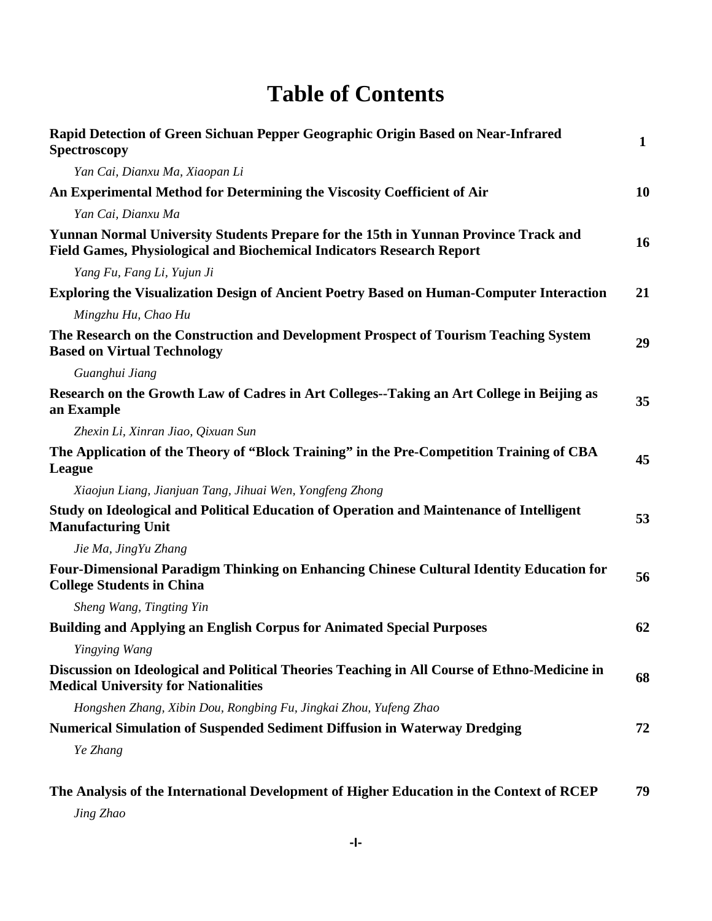# Table of Contents

| | |
|---|---|
| **Rapid Detection of Green Sichuan Pepper Geographic Origin Based on Near-Infrared Spectroscopy** | **1** |
| *Yan Cai, Dianxu Ma, Xiaopan Li* | |
| **An Experimental Method for Determining the Viscosity Coefficient of Air** | **10** |
| *Yan Cai, Dianxu Ma* | |
| **Yunnan Normal University Students Prepare for the 15th in Yunnan Province Track and Field Games, Physiological and Biochemical Indicators Research Report** | **16** |
| *Yang Fu, Fang Li, Yujun Ji* | |
| **Exploring the Visualization Design of Ancient Poetry Based on Human-Computer Interaction** | **21** |
| *Mingzhu Hu, Chao Hu* | |
| **The Research on the Construction and Development Prospect of Tourism Teaching System Based on Virtual Technology** | **29** |
| *Guanghui Jiang* | |
| **Research on the Growth Law of Cadres in Art Colleges--Taking an Art College in Beijing as an Example** | **35** |
| *Zhexin Li, Xinran Jiao, Qixuan Sun* | |
| **The Application of the Theory of "Block Training" in the Pre-Competition Training of CBA League** | **45** |
| *Xiaojun Liang, Jianjuan Tang, Jihuai Wen, Yongfeng Zhong* | |
| **Study on Ideological and Political Education of Operation and Maintenance of Intelligent Manufacturing Unit** | **53** |
| *Jie Ma, JingYu Zhang* | |
| **Four-Dimensional Paradigm Thinking on Enhancing Chinese Cultural Identity Education for College Students in China** | **56** |
| *Sheng Wang, Tingting Yin* | |
| **Building and Applying an English Corpus for Animated Special Purposes** | **62** |
| *Yingying Wang* | |
| **Discussion on Ideological and Political Theories Teaching in All Course of Ethno-Medicine in Medical University for Nationalities** | **68** |
| *Hongshen Zhang, Xibin Dou, Rongbing Fu, Jingkai Zhou, Yufeng Zhao* | |
| **Numerical Simulation of Suspended Sediment Diffusion in Waterway Dredging** | **72** |
| *Ye Zhang* | |
| **The Analysis of the International Development of Higher Education in the Context of RCEP** | **79** |
| *Jing Zhao* | |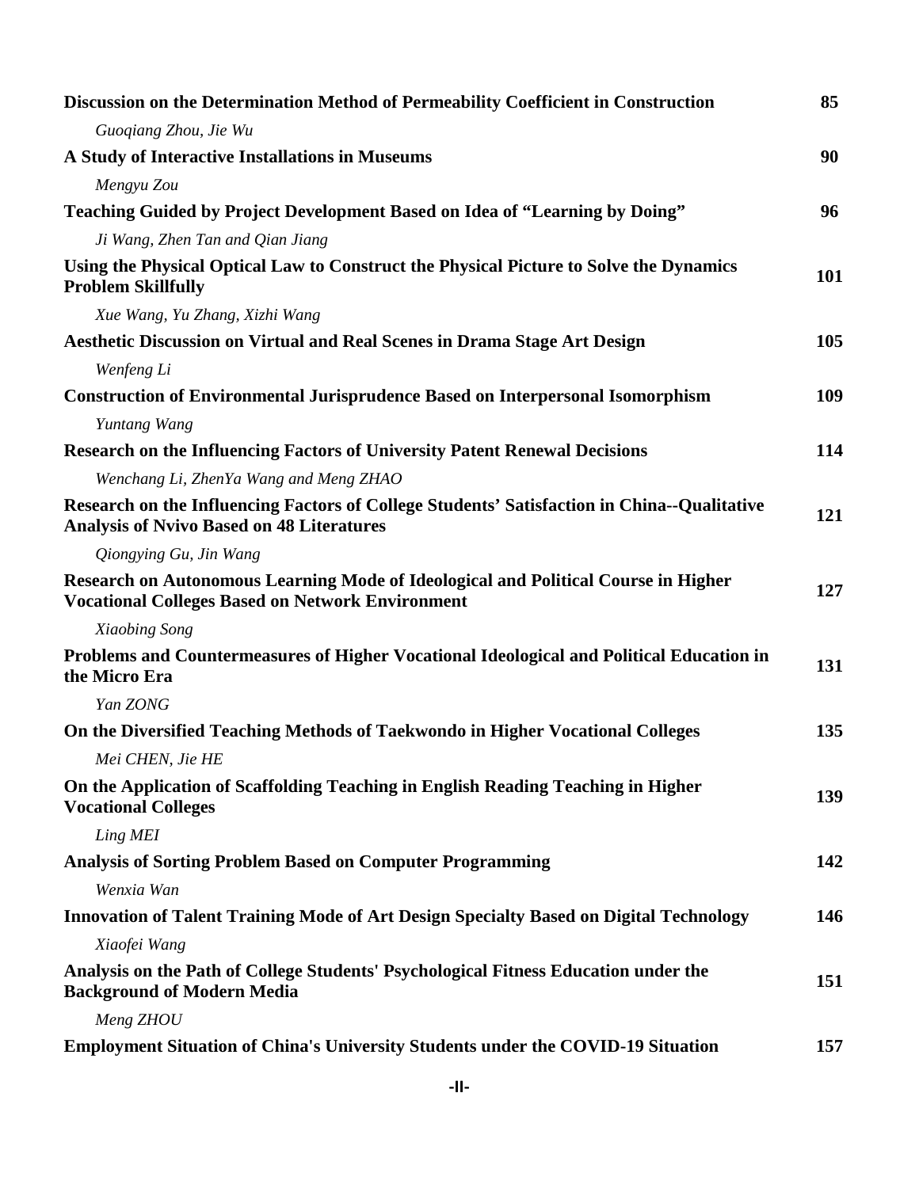**Discussion on the Determination Method of Permeability Coefficient in Construction** 85

*Guoqiang Zhou, Jie Wu*

**A Study of Interactive Installations in Museums** 90

*Mengyu Zou*

**Teaching Guided by Project Development Based on Idea of "Learning by Doing"** 96

*Ji Wang, Zhen Tan and Qian Jiang*

**Using the Physical Optical Law to Construct the Physical Picture to Solve the Dynamics Problem Skillfully** 101

*Xue Wang, Yu Zhang, Xizhi Wang*

**Aesthetic Discussion on Virtual and Real Scenes in Drama Stage Art Design** 105

*Wenfeng Li*

**Construction of Environmental Jurisprudence Based on Interpersonal Isomorphism** 109

*Yuntang Wang*

**Research on the Influencing Factors of University Patent Renewal Decisions** 114

*Wenchang Li, ZhenYa Wang and Meng ZHAO*

**Research on the Influencing Factors of College Students' Satisfaction in China--Qualitative Analysis of Nvivo Based on 48 Literatures** 121

*Qiongying Gu, Jin Wang*

**Research on Autonomous Learning Mode of Ideological and Political Course in Higher Vocational Colleges Based on Network Environment** 127

*Xiaobing Song*

**Problems and Countermeasures of Higher Vocational Ideological and Political Education in the Micro Era** 131

*Yan ZONG*

**On the Diversified Teaching Methods of Taekwondo in Higher Vocational Colleges** 135

*Mei CHEN, Jie HE*

**On the Application of Scaffolding Teaching in English Reading Teaching in Higher Vocational Colleges** 139

*Ling MEI*

**Analysis of Sorting Problem Based on Computer Programming** 142

*Wenxia Wan*

**Innovation of Talent Training Mode of Art Design Specialty Based on Digital Technology** 146

*Xiaofei Wang*

**Analysis on the Path of College Students' Psychological Fitness Education under the Background of Modern Media** 151

*Meng ZHOU*

**Employment Situation of China's University Students under the COVID-19 Situation** 157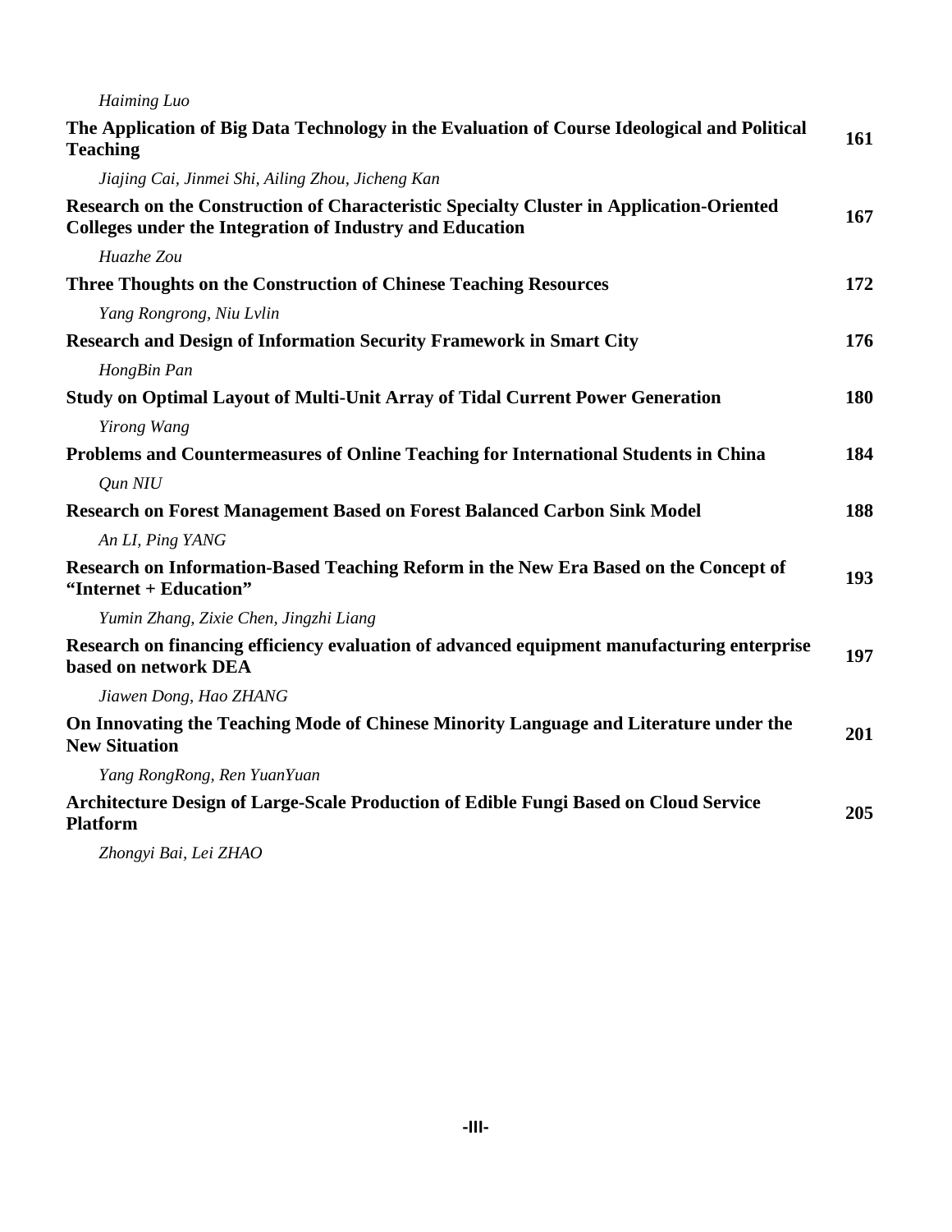*Haiming Luo*

**The Application of Big Data Technology in the Evaluation of Course Ideological and Political Teaching** **161**

*Jiajing Cai, Jinmei Shi, Ailing Zhou, Jicheng Kan*

**Research on the Construction of Characteristic Specialty Cluster in Application-Oriented Colleges under the Integration of Industry and Education** **167**

*Huazhe Zou*

**Three Thoughts on the Construction of Chinese Teaching Resources** **172**

*Yang Rongrong, Niu Lvlin*

**Research and Design of Information Security Framework in Smart City** **176**

*HongBin Pan*

**Study on Optimal Layout of Multi-Unit Array of Tidal Current Power Generation** **180**

*Yirong Wang*

**Problems and Countermeasures of Online Teaching for International Students in China** **184**

*Qun NIU*

**Research on Forest Management Based on Forest Balanced Carbon Sink Model** **188**

*An LI, Ping YANG*

**Research on Information-Based Teaching Reform in the New Era Based on the Concept of "Internet + Education"** **193**

*Yumin Zhang, Zixie Chen, Jingzhi Liang*

**Research on financing efficiency evaluation of advanced equipment manufacturing enterprise based on network DEA** **197**

*Jiawen Dong, Hao ZHANG*

**On Innovating the Teaching Mode of Chinese Minority Language and Literature under the New Situation** **201**

*Yang RongRong, Ren YuanYuan*

**Architecture Design of Large-Scale Production of Edible Fungi Based on Cloud Service Platform** **205**

*Zhongyi Bai, Lei ZHAO*